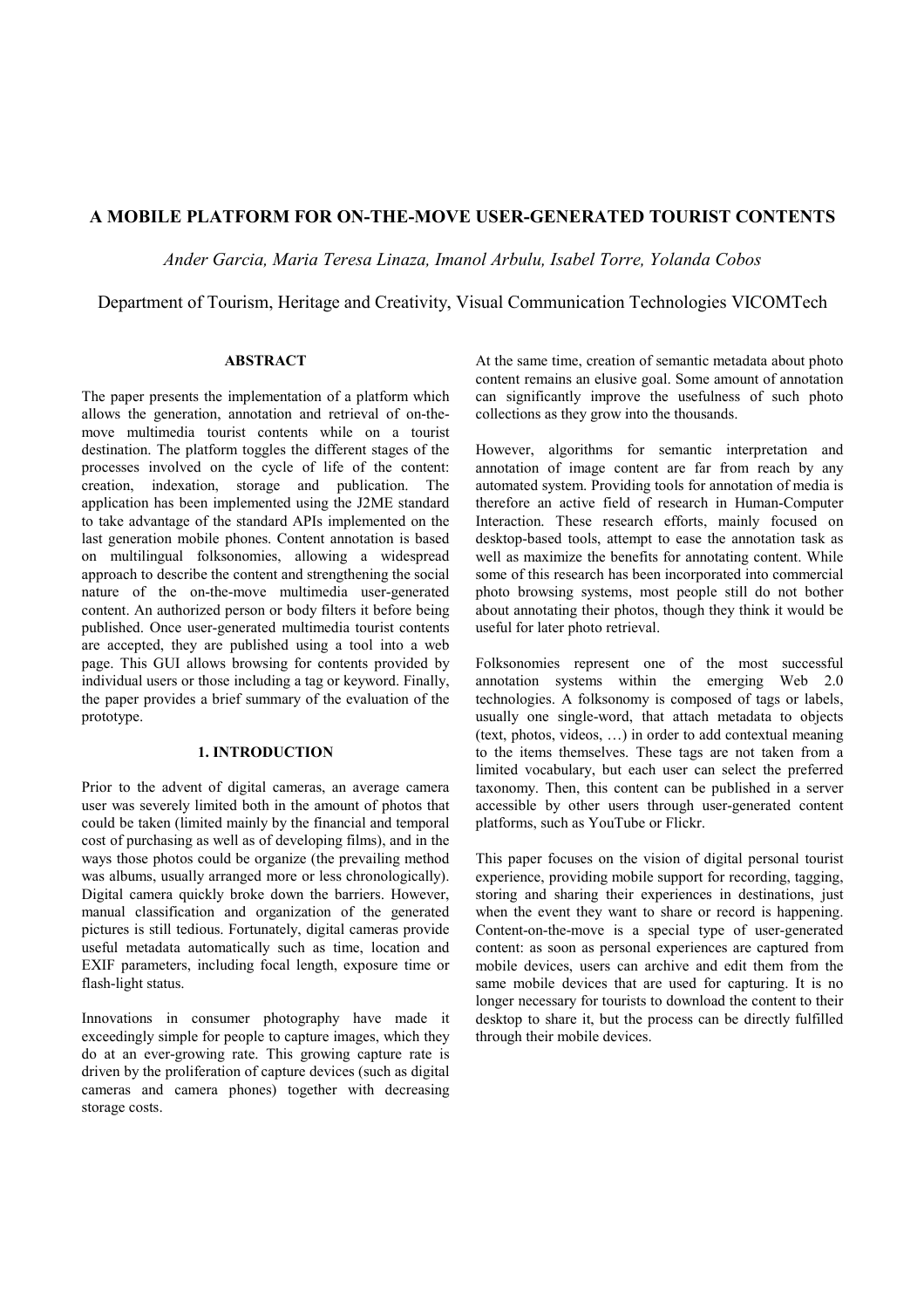# A MOBILE PLATFORM FOR ON-THE-MOVE USER-GENERATED TOURIST CONTENTS

*Ander Garcia, Maria Teresa Linaza, Imanol Arbulu, Isabel Torre, Yolanda Cobos*

Department of Tourism, Heritage and Creativity, Visual Communication Technologies VICOMTech

## ABSTRACT

The paper presents the implementation of a platform which allows the generation, annotation and retrieval of on-the-move multimedia tourist contents while on a tourist destination. The platform toggles the different stages of the processes involved on the cycle of life of the content: creation, indexation, storage and publication. The application has been implemented using the J2ME standard to take advantage of the standard APIs implemented on the last generation mobile phones. Content annotation is based on multilingual folksonomies, allowing a widespread approach to describe the content and strengthening the social nature of the on-the-move multimedia user-generated content. An authorized person or body filters it before being published. Once user-generated multimedia tourist contents are accepted, they are published using a tool into a web page. This GUI allows browsing for contents provided by individual users or those including a tag or keyword. Finally, the paper provides a brief summary of the evaluation of the prototype.

## 1. INTRODUCTION

Prior to the advent of digital cameras, an average camera user was severely limited both in the amount of photos that could be taken (limited mainly by the financial and temporal cost of purchasing as well as of developing films), and in the ways those photos could be organize (the prevailing method was albums, usually arranged more or less chronologically). Digital camera quickly broke down the barriers. However, manual classification and organization of the generated pictures is still tedious. Fortunately, digital cameras provide useful metadata automatically such as time, location and EXIF parameters, including focal length, exposure time or flash-light status.

Innovations in consumer photography have made it exceedingly simple for people to capture images, which they do at an ever-growing rate. This growing capture rate is driven by the proliferation of capture devices (such as digital cameras and camera phones) together with decreasing storage costs.

At the same time, creation of semantic metadata about photo content remains an elusive goal. Some amount of annotation can significantly improve the usefulness of such photo collections as they grow into the thousands.

However, algorithms for semantic interpretation and annotation of image content are far from reach by any automated system. Providing tools for annotation of media is therefore an active field of research in Human-Computer Interaction. These research efforts, mainly focused on desktop-based tools, attempt to ease the annotation task as well as maximize the benefits for annotating content. While some of this research has been incorporated into commercial photo browsing systems, most people still do not bother about annotating their photos, though they think it would be useful for later photo retrieval.

Folksonomies represent one of the most successful annotation systems within the emerging Web 2.0 technologies. A folksonomy is composed of tags or labels, usually one single-word, that attach metadata to objects (text, photos, videos, …) in order to add contextual meaning to the items themselves. These tags are not taken from a limited vocabulary, but each user can select the preferred taxonomy. Then, this content can be published in a server accessible by other users through user-generated content platforms, such as YouTube or Flickr.

This paper focuses on the vision of digital personal tourist experience, providing mobile support for recording, tagging, storing and sharing their experiences in destinations, just when the event they want to share or record is happening. Content-on-the-move is a special type of user-generated content: as soon as personal experiences are captured from mobile devices, users can archive and edit them from the same mobile devices that are used for capturing. It is no longer necessary for tourists to download the content to their desktop to share it, but the process can be directly fulfilled through their mobile devices.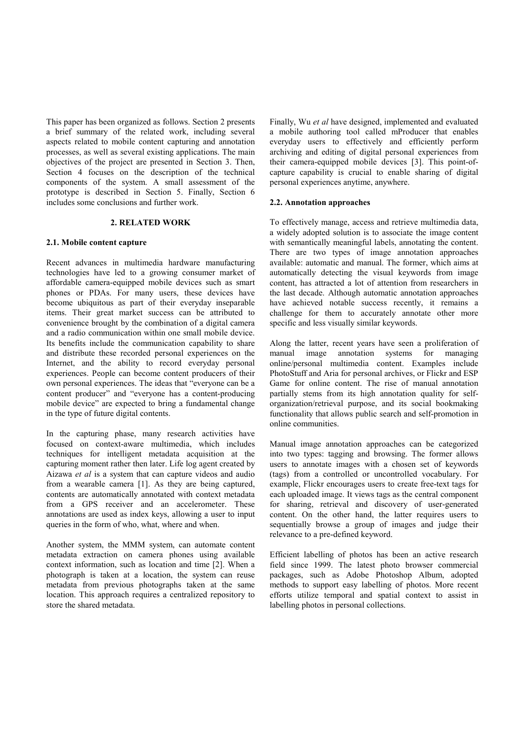This paper has been organized as follows. Section 2 presents a brief summary of the related work, including several aspects related to mobile content capturing and annotation processes, as well as several existing applications. The main objectives of the project are presented in Section 3. Then, Section 4 focuses on the description of the technical components of the system. A small assessment of the prototype is described in Section 5. Finally, Section 6 includes some conclusions and further work.

## 2. RELATED WORK

### 2.1. Mobile content capture

Recent advances in multimedia hardware manufacturing technologies have led to a growing consumer market of affordable camera-equipped mobile devices such as smart phones or PDAs. For many users, these devices have become ubiquitous as part of their everyday inseparable items. Their great market success can be attributed to convenience brought by the combination of a digital camera and a radio communication within one small mobile device. Its benefits include the communication capability to share and distribute these recorded personal experiences on the Internet, and the ability to record everyday personal experiences. People can become content producers of their own personal experiences. The ideas that "everyone can be a content producer" and "everyone has a content-producing mobile device" are expected to bring a fundamental change in the type of future digital contents.

In the capturing phase, many research activities have focused on context-aware multimedia, which includes techniques for intelligent metadata acquisition at the capturing moment rather then later. Life log agent created by Aizawa *et al* is a system that can capture videos and audio from a wearable camera [1]. As they are being captured, contents are automatically annotated with context metadata from a GPS receiver and an accelerometer. These annotations are used as index keys, allowing a user to input queries in the form of who, what, where and when.

Another system, the MMM system, can automate content metadata extraction on camera phones using available context information, such as location and time [2]. When a photograph is taken at a location, the system can reuse metadata from previous photographs taken at the same location. This approach requires a centralized repository to store the shared metadata.

Finally, Wu *et al* have designed, implemented and evaluated a mobile authoring tool called mProducer that enables everyday users to effectively and efficiently perform archiving and editing of digital personal experiences from their camera-equipped mobile devices [3]. This point-of-capture capability is crucial to enable sharing of digital personal experiences anytime, anywhere.

### 2.2. Annotation approaches

To effectively manage, access and retrieve multimedia data, a widely adopted solution is to associate the image content with semantically meaningful labels, annotating the content. There are two types of image annotation approaches available: automatic and manual. The former, which aims at automatically detecting the visual keywords from image content, has attracted a lot of attention from researchers in the last decade. Although automatic annotation approaches have achieved notable success recently, it remains a challenge for them to accurately annotate other more specific and less visually similar keywords.

Along the latter, recent years have seen a proliferation of manual image annotation systems for managing online/personal multimedia content. Examples include PhotoStuff and Aria for personal archives, or Flickr and ESP Game for online content. The rise of manual annotation partially stems from its high annotation quality for self-organization/retrieval purpose, and its social bookmaking functionality that allows public search and self-promotion in online communities.

Manual image annotation approaches can be categorized into two types: tagging and browsing. The former allows users to annotate images with a chosen set of keywords (tags) from a controlled or uncontrolled vocabulary. For example, Flickr encourages users to create free-text tags for each uploaded image. It views tags as the central component for sharing, retrieval and discovery of user-generated content. On the other hand, the latter requires users to sequentially browse a group of images and judge their relevance to a pre-defined keyword.

Efficient labelling of photos has been an active research field since 1999. The latest photo browser commercial packages, such as Adobe Photoshop Album, adopted methods to support easy labelling of photos. More recent efforts utilize temporal and spatial context to assist in labelling photos in personal collections.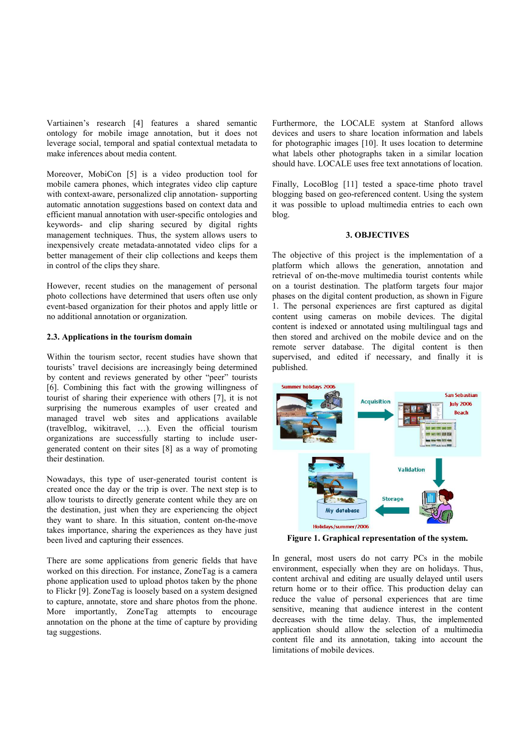Vartiainen's research [4] features a shared semantic ontology for mobile image annotation, but it does not leverage social, temporal and spatial contextual metadata to make inferences about media content.

Moreover, MobiCon [5] is a video production tool for mobile camera phones, which integrates video clip capture with context-aware, personalized clip annotation- supporting automatic annotation suggestions based on context data and efficient manual annotation with user-specific ontologies and keywords- and clip sharing secured by digital rights management techniques. Thus, the system allows users to inexpensively create metadata-annotated video clips for a better management of their clip collections and keeps them in control of the clips they share.

However, recent studies on the management of personal photo collections have determined that users often use only event-based organization for their photos and apply little or no additional annotation or organization.

### 2.3. Applications in the tourism domain

Within the tourism sector, recent studies have shown that tourists' travel decisions are increasingly being determined by content and reviews generated by other "peer" tourists [6]. Combining this fact with the growing willingness of tourist of sharing their experience with others [7], it is not surprising the numerous examples of user created and managed travel web sites and applications available (travelblog, wikitravel, …). Even the official tourism organizations are successfully starting to include user-generated content on their sites [8] as a way of promoting their destination.

Nowadays, this type of user-generated tourist content is created once the day or the trip is over. The next step is to allow tourists to directly generate content while they are on the destination, just when they are experiencing the object they want to share. In this situation, content on-the-move takes importance, sharing the experiences as they have just been lived and capturing their essences.

There are some applications from generic fields that have worked on this direction. For instance, ZoneTag is a camera phone application used to upload photos taken by the phone to Flickr [9]. ZoneTag is loosely based on a system designed to capture, annotate, store and share photos from the phone. More importantly, ZoneTag attempts to encourage annotation on the phone at the time of capture by providing tag suggestions.

Furthermore, the LOCALE system at Stanford allows devices and users to share location information and labels for photographic images [10]. It uses location to determine what labels other photographs taken in a similar location should have. LOCALE uses free text annotations of location.

Finally, LocoBlog [11] tested a space-time photo travel blogging based on geo-referenced content. Using the system it was possible to upload multimedia entries to each own blog.

## 3. OBJECTIVES

The objective of this project is the implementation of a platform which allows the generation, annotation and retrieval of on-the-move multimedia tourist contents while on a tourist destination. The platform targets four major phases on the digital content production, as shown in Figure 1. The personal experiences are first captured as digital content using cameras on mobile devices. The digital content is indexed or annotated using multilingual tags and then stored and archived on the mobile device and on the remote server database. The digital content is then supervised, and edited if necessary, and finally it is published.

**Figure 1. Graphical representation of the system.**

In general, most users do not carry PCs in the mobile environment, especially when they are on holidays. Thus, content archival and editing are usually delayed until users return home or to their office. This production delay can reduce the value of personal experiences that are time sensitive, meaning that audience interest in the content decreases with the time delay. Thus, the implemented application should allow the selection of a multimedia content file and its annotation, taking into account the limitations of mobile devices.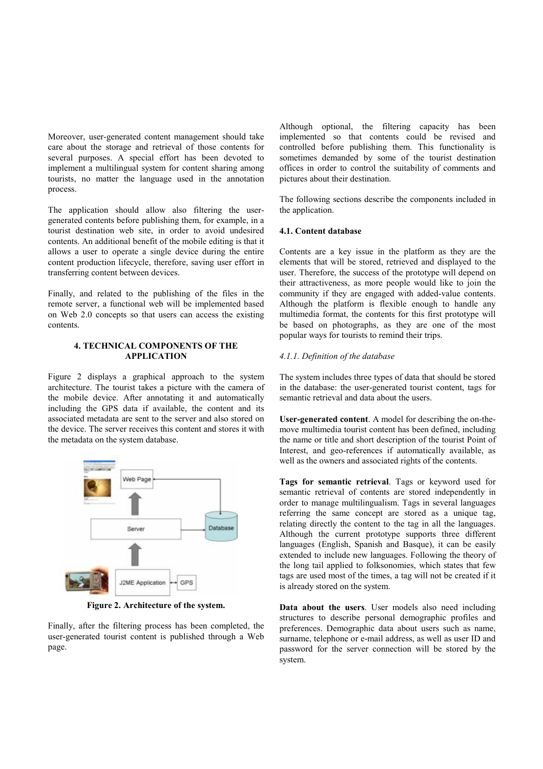Moreover, user-generated content management should take care about the storage and retrieval of those contents for several purposes. A special effort has been devoted to implement a multilingual system for content sharing among tourists, no matter the language used in the annotation process.

The application should allow also filtering the user-generated contents before publishing them, for example, in a tourist destination web site, in order to avoid undesired contents. An additional benefit of the mobile editing is that it allows a user to operate a single device during the entire content production lifecycle, therefore, saving user effort in transferring content between devices.

Finally, and related to the publishing of the files in the remote server, a functional web will be implemented based on Web 2.0 concepts so that users can access the existing contents.

## 4. TECHNICAL COMPONENTS OF THE APPLICATION

Figure 2 displays a graphical approach to the system architecture. The tourist takes a picture with the camera of the mobile device. After annotating it and automatically including the GPS data if available, the content and its associated metadata are sent to the server and also stored on the device. The server receives this content and stores it with the metadata on the system database.

Web Page

Server

Database

J2ME Application

GPS

**Figure 2. Architecture of the system.**

Finally, after the filtering process has been completed, the user-generated tourist content is published through a Web page.

Although optional, the filtering capacity has been implemented so that contents could be revised and controlled before publishing them. This functionality is sometimes demanded by some of the tourist destination offices in order to control the suitability of comments and pictures about their destination.

The following sections describe the components included in the application.

### 4.1. Content database

Contents are a key issue in the platform as they are the elements that will be stored, retrieved and displayed to the user. Therefore, the success of the prototype will depend on their attractiveness, as more people would like to join the community if they are engaged with added-value contents. Although the platform is flexible enough to handle any multimedia format, the contents for this first prototype will be based on photographs, as they are one of the most popular ways for tourists to remind their trips.

#### *4.1.1. Definition of the database*

The system includes three types of data that should be stored in the database: the user-generated tourist content, tags for semantic retrieval and data about the users.

**User-generated content**. A model for describing the on-the-move multimedia tourist content has been defined, including the name or title and short description of the tourist Point of Interest, and geo-references if automatically available, as well as the owners and associated rights of the contents.

**Tags for semantic retrieval**. Tags or keyword used for semantic retrieval of contents are stored independently in order to manage multilingualism. Tags in several languages referring the same concept are stored as a unique tag, relating directly the content to the tag in all the languages. Although the current prototype supports three different languages (English, Spanish and Basque), it can be easily extended to include new languages. Following the theory of the long tail applied to folksonomies, which states that few tags are used most of the times, a tag will not be created if it is already stored on the system.

**Data about the users**. User models also need including structures to describe personal demographic profiles and preferences. Demographic data about users such as name, surname, telephone or e-mail address, as well as user ID and password for the server connection will be stored by the system.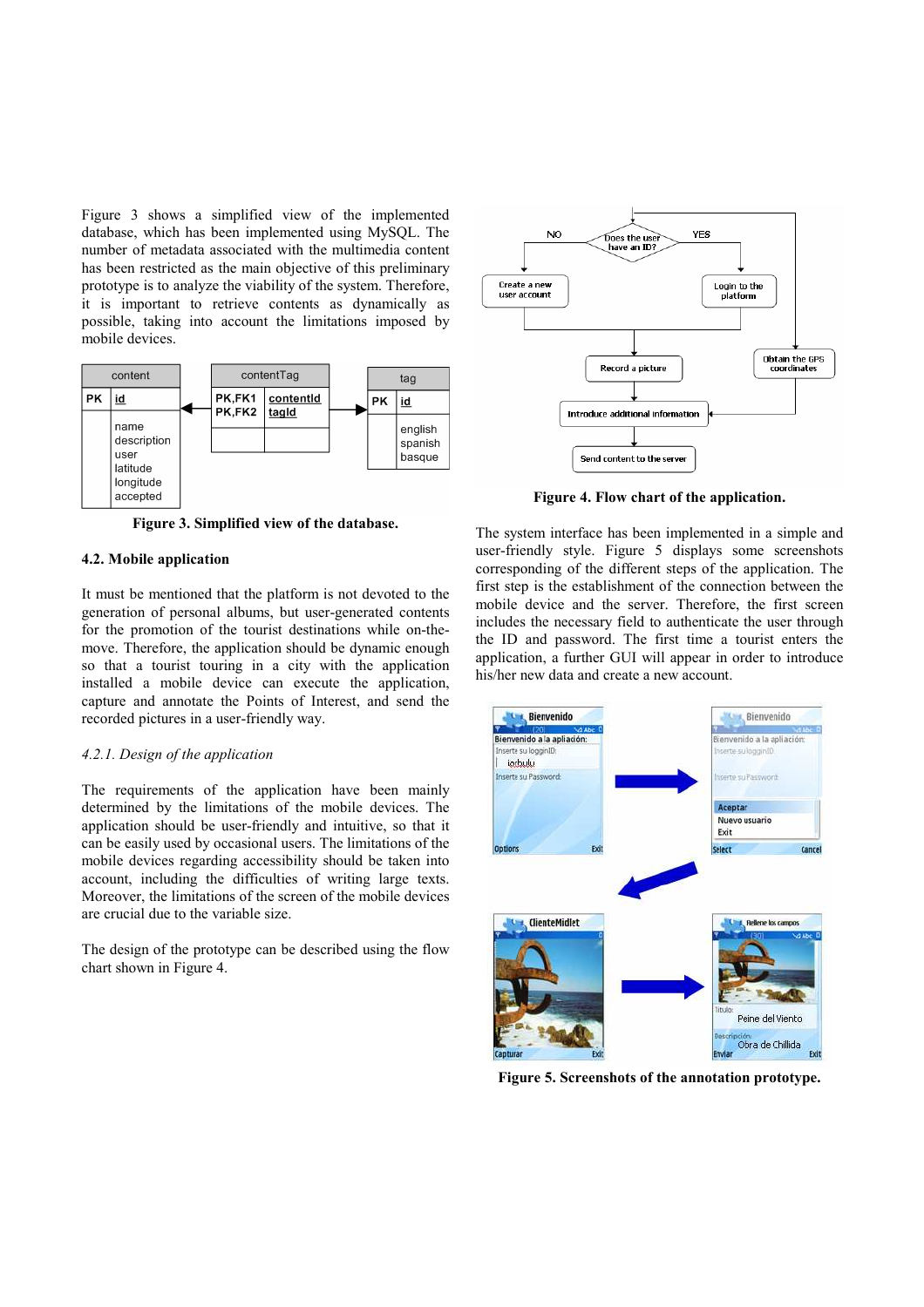Figure 3 shows a simplified view of the implemented database, which has been implemented using MySQL. The number of metadata associated with the multimedia content has been restricted as the main objective of this preliminary prototype is to analyze the viability of the system. Therefore, it is important to retrieve contents as dynamically as possible, taking into account the limitations imposed by mobile devices.

Figure 3. Simplified view of the database.

### 4.2. Mobile application

It must be mentioned that the platform is not devoted to the generation of personal albums, but user-generated contents for the promotion of the tourist destinations while on-the-move. Therefore, the application should be dynamic enough so that a tourist touring in a city with the application installed a mobile device can execute the application, capture and annotate the Points of Interest, and send the recorded pictures in a user-friendly way.

#### *4.2.1. Design of the application*

The requirements of the application have been mainly determined by the limitations of the mobile devices. The application should be user-friendly and intuitive, so that it can be easily used by occasional users. The limitations of the mobile devices regarding accessibility should be taken into account, including the difficulties of writing large texts. Moreover, the limitations of the screen of the mobile devices are crucial due to the variable size.

The design of the prototype can be described using the flow chart shown in Figure 4.

Figure 4. Flow chart of the application.

The system interface has been implemented in a simple and user-friendly style. Figure 5 displays some screenshots corresponding of the different steps of the application. The first step is the establishment of the connection between the mobile device and the server. Therefore, the first screen includes the necessary field to authenticate the user through the ID and password. The first time a tourist enters the application, a further GUI will appear in order to introduce his/her new data and create a new account.

Figure 5. Screenshots of the annotation prototype.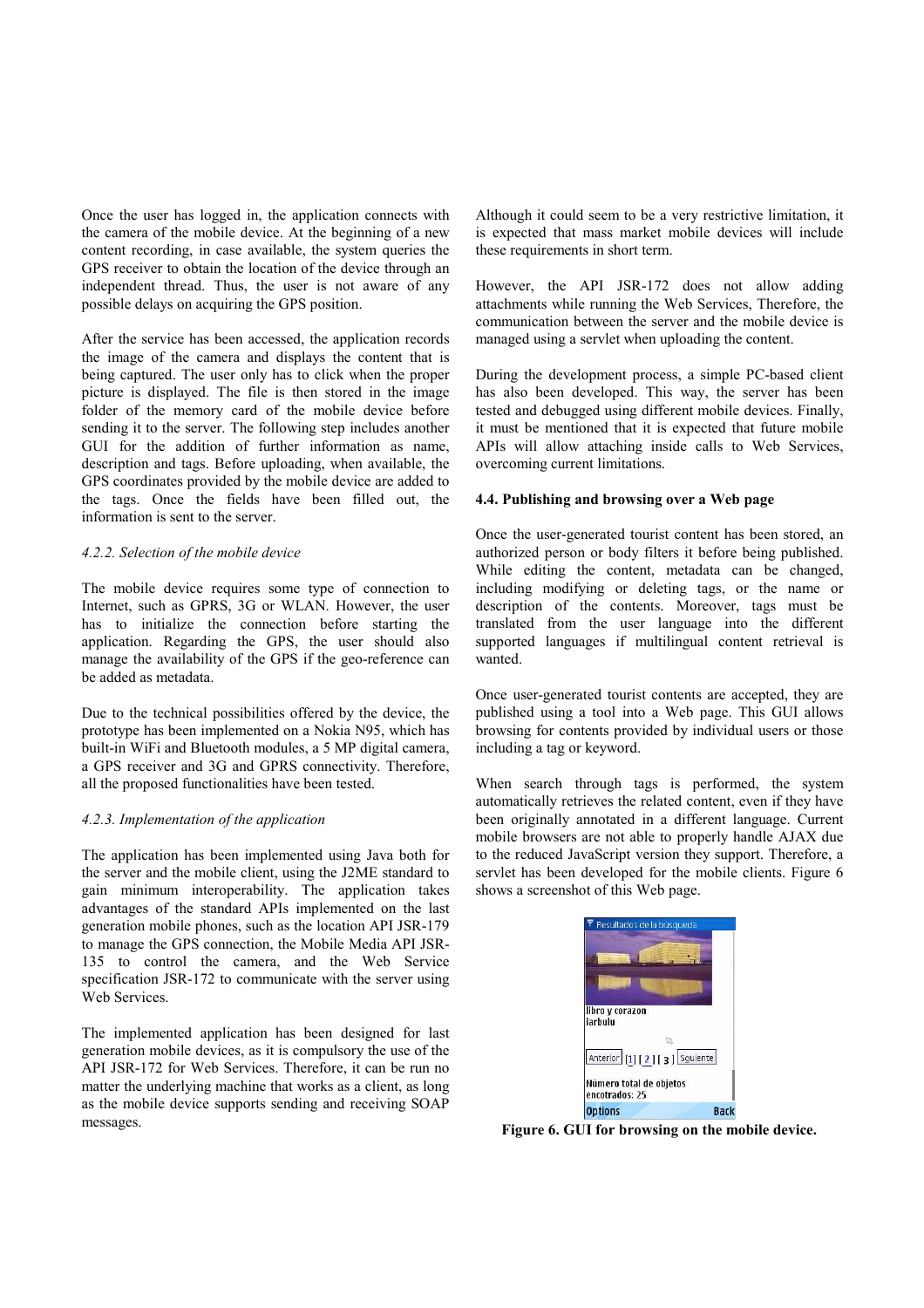Once the user has logged in, the application connects with the camera of the mobile device. At the beginning of a new content recording, in case available, the system queries the GPS receiver to obtain the location of the device through an independent thread. Thus, the user is not aware of any possible delays on acquiring the GPS position.

After the service has been accessed, the application records the image of the camera and displays the content that is being captured. The user only has to click when the proper picture is displayed. The file is then stored in the image folder of the memory card of the mobile device before sending it to the server. The following step includes another GUI for the addition of further information as name, description and tags. Before uploading, when available, the GPS coordinates provided by the mobile device are added to the tags. Once the fields have been filled out, the information is sent to the server.

#### *4.2.2. Selection of the mobile device*

The mobile device requires some type of connection to Internet, such as GPRS, 3G or WLAN. However, the user has to initialize the connection before starting the application. Regarding the GPS, the user should also manage the availability of the GPS if the geo-reference can be added as metadata.

Due to the technical possibilities offered by the device, the prototype has been implemented on a Nokia N95, which has built-in WiFi and Bluetooth modules, a 5 MP digital camera, a GPS receiver and 3G and GPRS connectivity. Therefore, all the proposed functionalities have been tested.

#### *4.2.3. Implementation of the application*

The application has been implemented using Java both for the server and the mobile client, using the J2ME standard to gain minimum interoperability. The application takes advantages of the standard APIs implemented on the last generation mobile phones, such as the location API JSR-179 to manage the GPS connection, the Mobile Media API JSR-135 to control the camera, and the Web Service specification JSR-172 to communicate with the server using Web Services.

The implemented application has been designed for last generation mobile devices, as it is compulsory the use of the API JSR-172 for Web Services. Therefore, it can be run no matter the underlying machine that works as a client, as long as the mobile device supports sending and receiving SOAP messages. Although it could seem to be a very restrictive limitation, it is expected that mass market mobile devices will include these requirements in short term.

However, the API JSR-172 does not allow adding attachments while running the Web Services, Therefore, the communication between the server and the mobile device is managed using a servlet when uploading the content.

During the development process, a simple PC-based client has also been developed. This way, the server has been tested and debugged using different mobile devices. Finally, it must be mentioned that it is expected that future mobile APIs will allow attaching inside calls to Web Services, overcoming current limitations.

### 4.4. Publishing and browsing over a Web page

Once the user-generated tourist content has been stored, an authorized person or body filters it before being published. While editing the content, metadata can be changed, including modifying or deleting tags, or the name or description of the contents. Moreover, tags must be translated from the user language into the different supported languages if multilingual content retrieval is wanted.

Once user-generated tourist contents are accepted, they are published using a tool into a Web page. This GUI allows browsing for contents provided by individual users or those including a tag or keyword.

When search through tags is performed, the system automatically retrieves the related content, even if they have been originally annotated in a different language. Current mobile browsers are not able to properly handle AJAX due to the reduced JavaScript version they support. Therefore, a servlet has been developed for the mobile clients. Figure 6 shows a screenshot of this Web page.

**Figure 6. GUI for browsing on the mobile device.**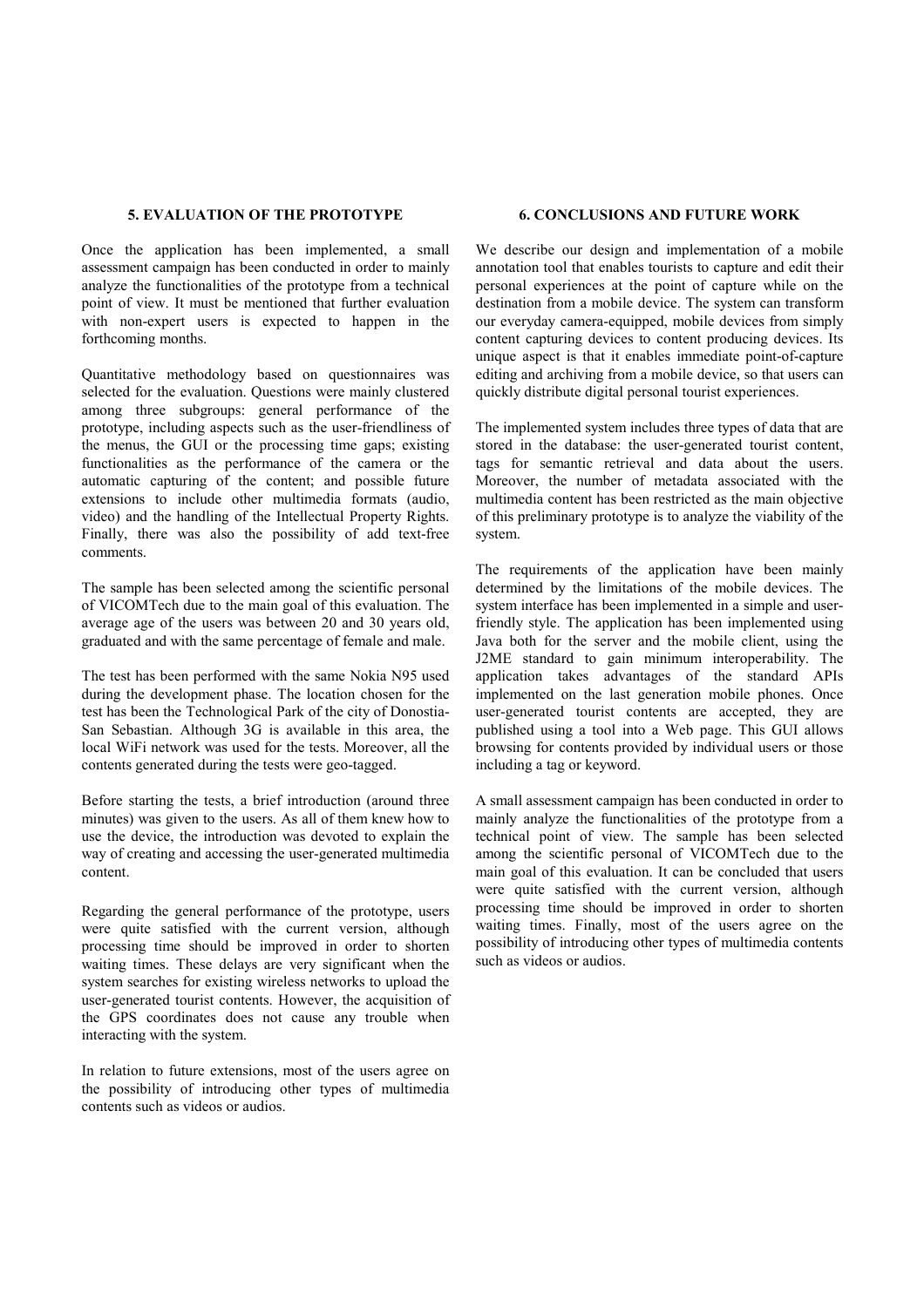## 5. EVALUATION OF THE PROTOTYPE

Once the application has been implemented, a small assessment campaign has been conducted in order to mainly analyze the functionalities of the prototype from a technical point of view. It must be mentioned that further evaluation with non-expert users is expected to happen in the forthcoming months.

Quantitative methodology based on questionnaires was selected for the evaluation. Questions were mainly clustered among three subgroups: general performance of the prototype, including aspects such as the user-friendliness of the menus, the GUI or the processing time gaps; existing functionalities as the performance of the camera or the automatic capturing of the content; and possible future extensions to include other multimedia formats (audio, video) and the handling of the Intellectual Property Rights. Finally, there was also the possibility of add text-free comments.

The sample has been selected among the scientific personal of VICOMTech due to the main goal of this evaluation. The average age of the users was between 20 and 30 years old, graduated and with the same percentage of female and male.

The test has been performed with the same Nokia N95 used during the development phase. The location chosen for the test has been the Technological Park of the city of Donostia-San Sebastian. Although 3G is available in this area, the local WiFi network was used for the tests. Moreover, all the contents generated during the tests were geo-tagged.

Before starting the tests, a brief introduction (around three minutes) was given to the users. As all of them knew how to use the device, the introduction was devoted to explain the way of creating and accessing the user-generated multimedia content.

Regarding the general performance of the prototype, users were quite satisfied with the current version, although processing time should be improved in order to shorten waiting times. These delays are very significant when the system searches for existing wireless networks to upload the user-generated tourist contents. However, the acquisition of the GPS coordinates does not cause any trouble when interacting with the system.

In relation to future extensions, most of the users agree on the possibility of introducing other types of multimedia contents such as videos or audios.

## 6. CONCLUSIONS AND FUTURE WORK

We describe our design and implementation of a mobile annotation tool that enables tourists to capture and edit their personal experiences at the point of capture while on the destination from a mobile device. The system can transform our everyday camera-equipped, mobile devices from simply content capturing devices to content producing devices. Its unique aspect is that it enables immediate point-of-capture editing and archiving from a mobile device, so that users can quickly distribute digital personal tourist experiences.

The implemented system includes three types of data that are stored in the database: the user-generated tourist content, tags for semantic retrieval and data about the users. Moreover, the number of metadata associated with the multimedia content has been restricted as the main objective of this preliminary prototype is to analyze the viability of the system.

The requirements of the application have been mainly determined by the limitations of the mobile devices. The system interface has been implemented in a simple and user-friendly style. The application has been implemented using Java both for the server and the mobile client, using the J2ME standard to gain minimum interoperability. The application takes advantages of the standard APIs implemented on the last generation mobile phones. Once user-generated tourist contents are accepted, they are published using a tool into a Web page. This GUI allows browsing for contents provided by individual users or those including a tag or keyword.

A small assessment campaign has been conducted in order to mainly analyze the functionalities of the prototype from a technical point of view. The sample has been selected among the scientific personal of VICOMTech due to the main goal of this evaluation. It can be concluded that users were quite satisfied with the current version, although processing time should be improved in order to shorten waiting times. Finally, most of the users agree on the possibility of introducing other types of multimedia contents such as videos or audios.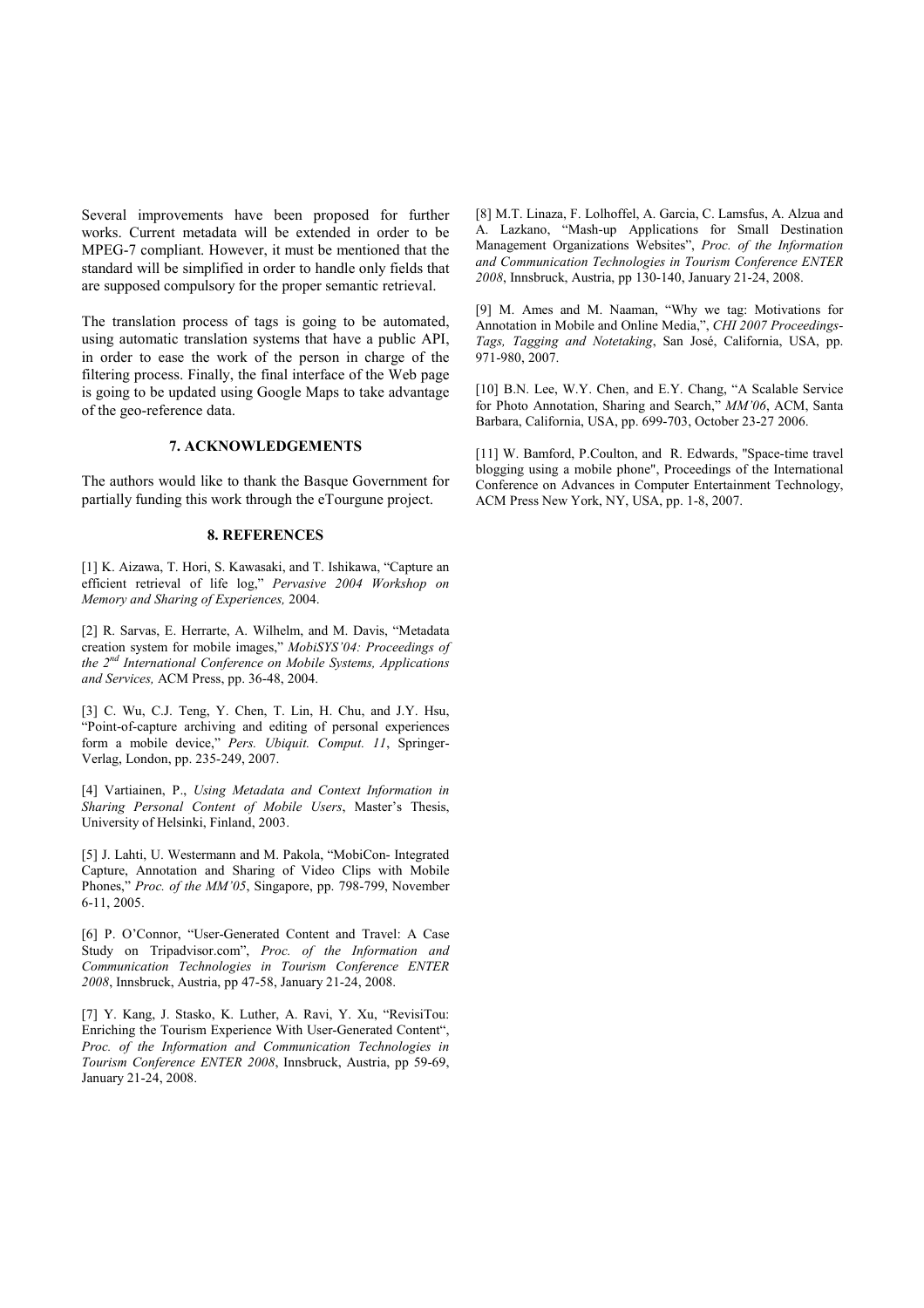Several improvements have been proposed for further works. Current metadata will be extended in order to be MPEG-7 compliant. However, it must be mentioned that the standard will be simplified in order to handle only fields that are supposed compulsory for the proper semantic retrieval.

The translation process of tags is going to be automated, using automatic translation systems that have a public API, in order to ease the work of the person in charge of the filtering process. Finally, the final interface of the Web page is going to be updated using Google Maps to take advantage of the geo-reference data.

## 7. ACKNOWLEDGEMENTS

The authors would like to thank the Basque Government for partially funding this work through the eTourgune project.

## 8. REFERENCES

[1] K. Aizawa, T. Hori, S. Kawasaki, and T. Ishikawa, "Capture an efficient retrieval of life log," *Pervasive 2004 Workshop on Memory and Sharing of Experiences,* 2004.

[2] R. Sarvas, E. Herrarte, A. Wilhelm, and M. Davis, "Metadata creation system for mobile images," *MobiSYS'04: Proceedings of the 2nd International Conference on Mobile Systems, Applications and Services,* ACM Press, pp. 36-48, 2004.

[3] C. Wu, C.J. Teng, Y. Chen, T. Lin, H. Chu, and J.Y. Hsu, "Point-of-capture archiving and editing of personal experiences form a mobile device," *Pers. Ubiquit. Comput. 11*, Springer-Verlag, London, pp. 235-249, 2007.

[4] Vartiainen, P., *Using Metadata and Context Information in Sharing Personal Content of Mobile Users*, Master's Thesis, University of Helsinki, Finland, 2003.

[5] J. Lahti, U. Westermann and M. Pakola, "MobiCon- Integrated Capture, Annotation and Sharing of Video Clips with Mobile Phones," *Proc. of the MM'05*, Singapore, pp. 798-799, November 6-11, 2005.

[6] P. O'Connor, "User-Generated Content and Travel: A Case Study on Tripadvisor.com", *Proc. of the Information and Communication Technologies in Tourism Conference ENTER 2008*, Innsbruck, Austria, pp 47-58, January 21-24, 2008.

[7] Y. Kang, J. Stasko, K. Luther, A. Ravi, Y. Xu, "RevisiTou: Enriching the Tourism Experience With User-Generated Content", *Proc. of the Information and Communication Technologies in Tourism Conference ENTER 2008*, Innsbruck, Austria, pp 59-69, January 21-24, 2008.

[8] M.T. Linaza, F. Lolhoffel, A. Garcia, C. Lamsfus, A. Alzua and A. Lazkano, "Mash-up Applications for Small Destination Management Organizations Websites", *Proc. of the Information and Communication Technologies in Tourism Conference ENTER 2008*, Innsbruck, Austria, pp 130-140, January 21-24, 2008.

[9] M. Ames and M. Naaman, "Why we tag: Motivations for Annotation in Mobile and Online Media,", *CHI 2007 Proceedings-Tags, Tagging and Notetaking*, San José, California, USA, pp. 971-980, 2007.

[10] B.N. Lee, W.Y. Chen, and E.Y. Chang, "A Scalable Service for Photo Annotation, Sharing and Search," *MM'06*, ACM, Santa Barbara, California, USA, pp. 699-703, October 23-27 2006.

[11] W. Bamford, P.Coulton, and R. Edwards, "Space-time travel blogging using a mobile phone", Proceedings of the International Conference on Advances in Computer Entertainment Technology, ACM Press New York, NY, USA, pp. 1-8, 2007.